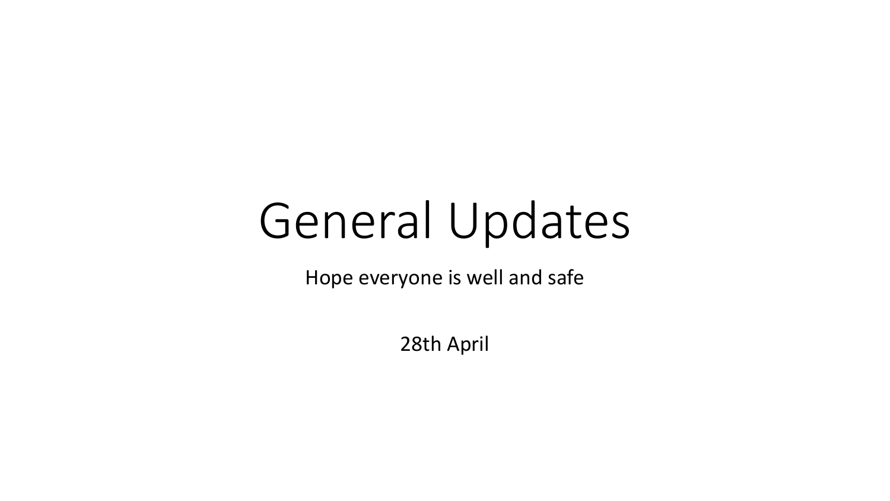# General Updates

Hope everyone is well and safe

28th April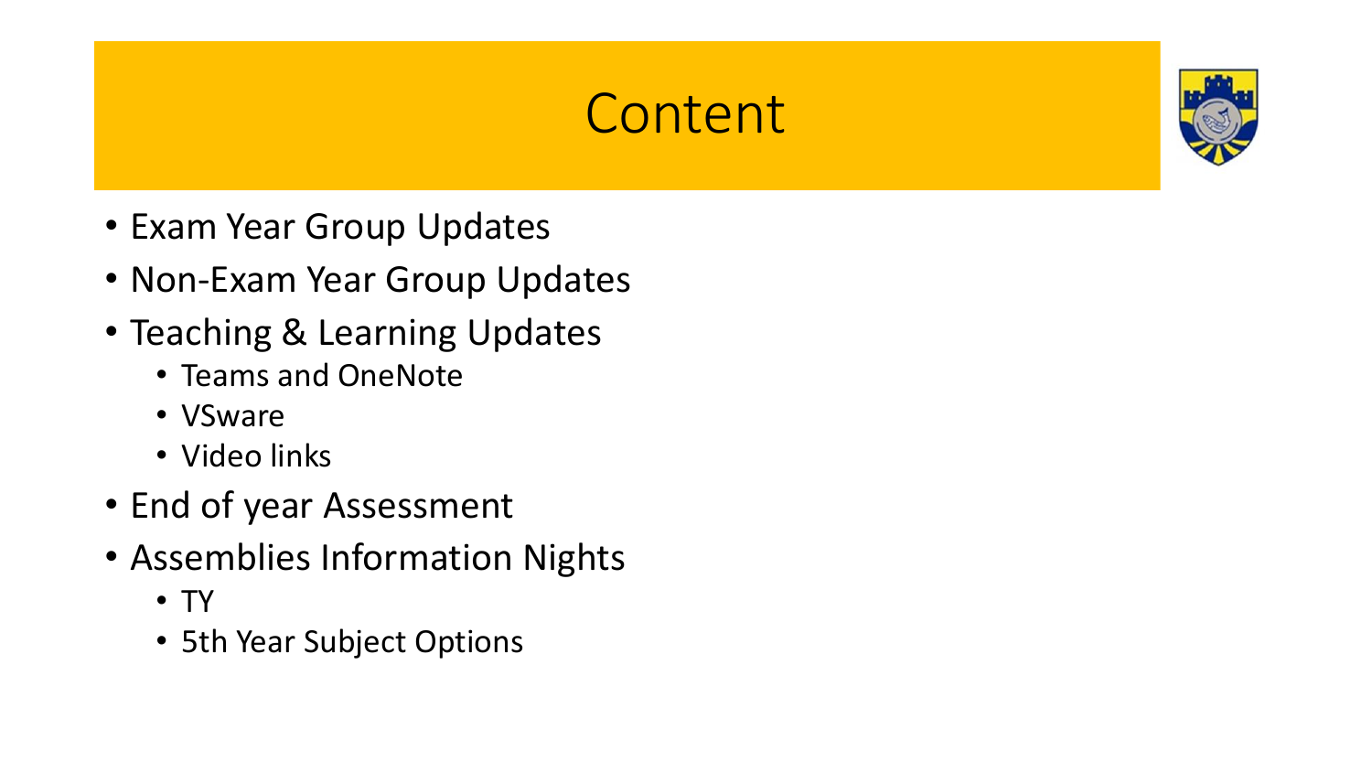# Content

- Exam Year Group Updates
- Non-Exam Year Group Updates
- Teaching & Learning Updates
  - Teams and OneNote
  - VSware
  - Video links
- End of year Assessment
- Assemblies Information Nights
  - TY
  - 5th Year Subject Options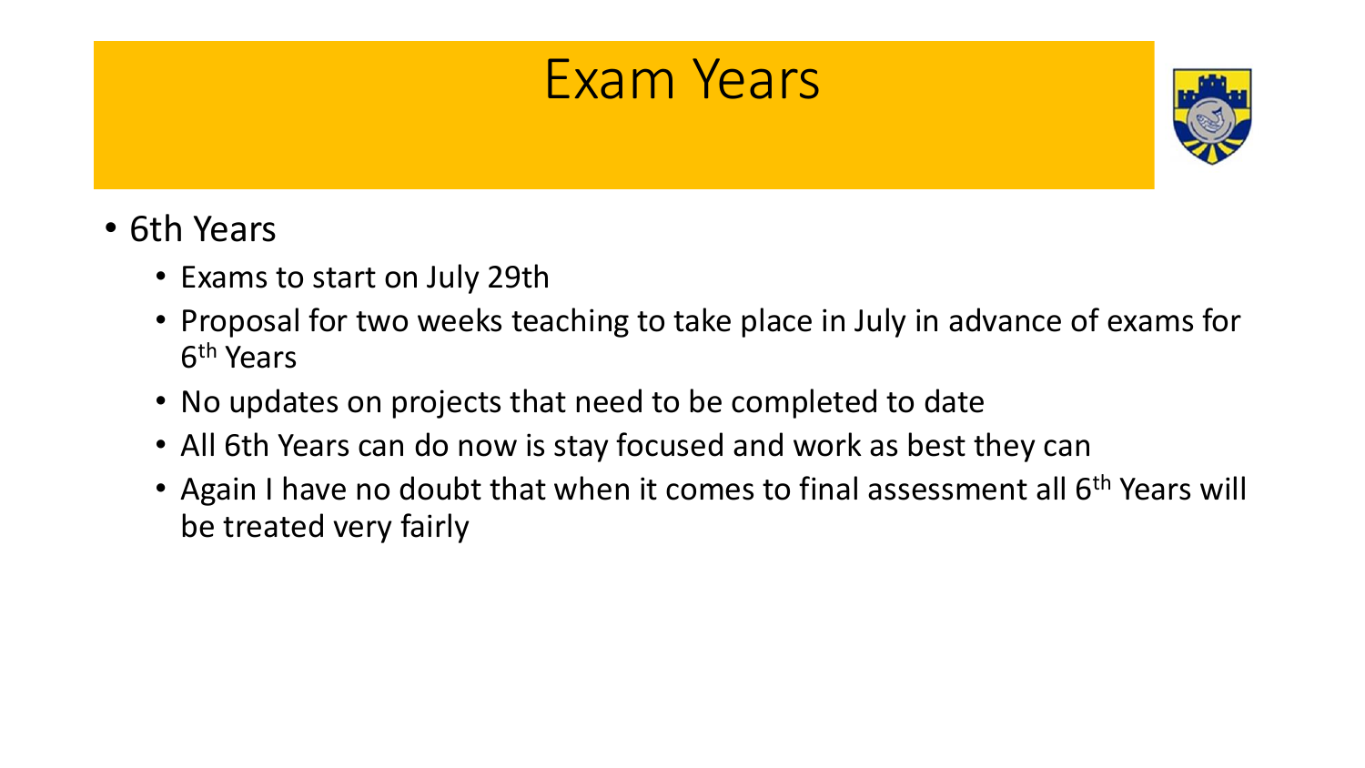# Exam Years

- 6th Years
  - Exams to start on July 29th
  - Proposal for two weeks teaching to take place in July in advance of exams for 6th Years
  - No updates on projects that need to be completed to date
  - All 6th Years can do now is stay focused and work as best they can
  - Again I have no doubt that when it comes to final assessment all 6th Years will be treated very fairly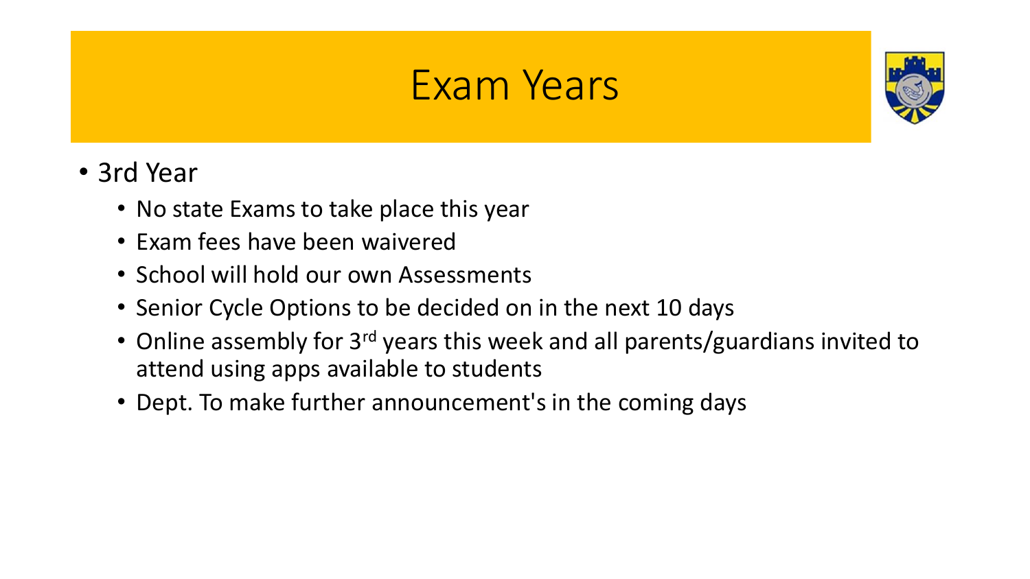# Exam Years

- 3rd Year
  - No state Exams to take place this year
  - Exam fees have been waivered
  - School will hold our own Assessments
  - Senior Cycle Options to be decided on in the next 10 days
  - Online assembly for 3rd years this week and all parents/guardians invited to attend using apps available to students
  - Dept. To make further announcement's in the coming days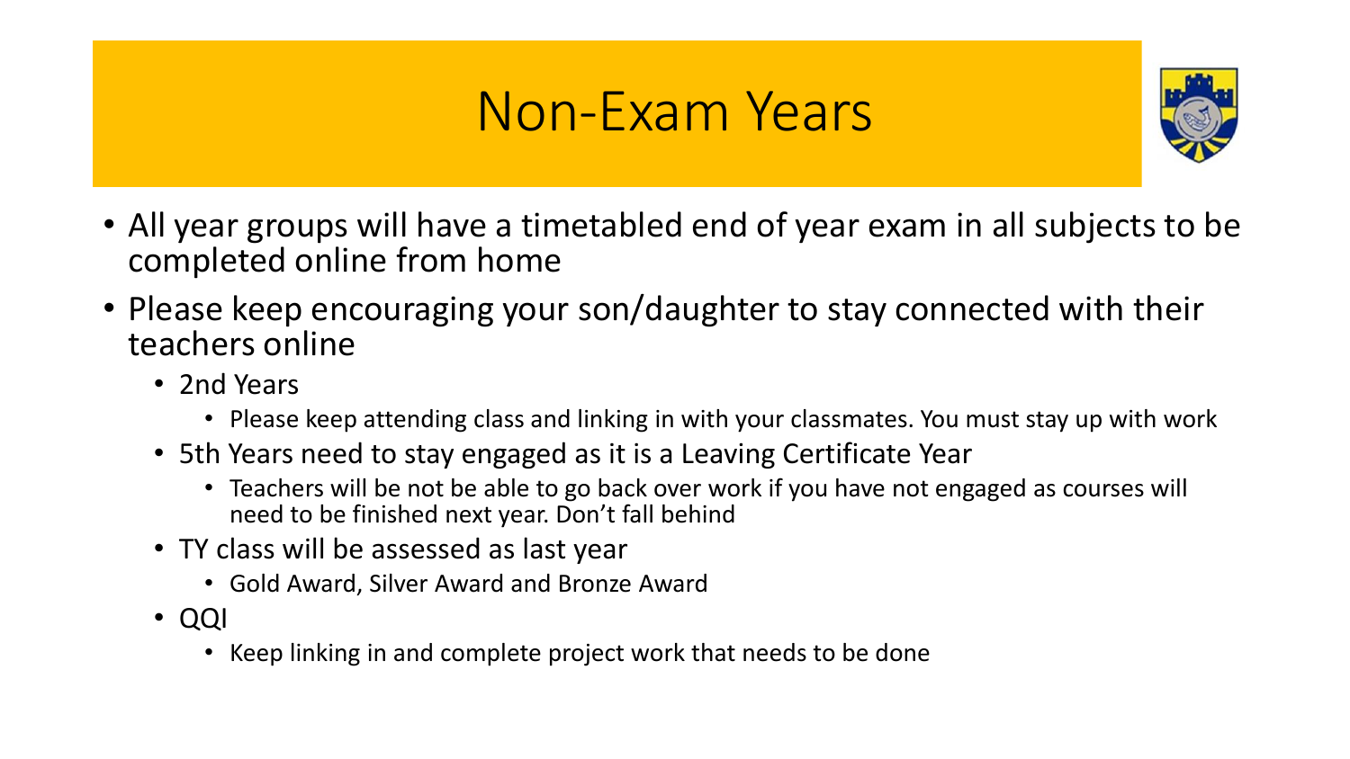# Non-Exam Years

- All year groups will have a timetabled end of year exam in all subjects to be completed online from home
- Please keep encouraging your son/daughter to stay connected with their teachers online
  - 2nd Years
    - Please keep attending class and linking in with your classmates. You must stay up with work
  - 5th Years need to stay engaged as it is a Leaving Certificate Year
    - Teachers will be not be able to go back over work if you have not engaged as courses will need to be finished next year. Don't fall behind
  - TY class will be assessed as last year
    - Gold Award, Silver Award and Bronze Award
  - QQI
    - Keep linking in and complete project work that needs to be done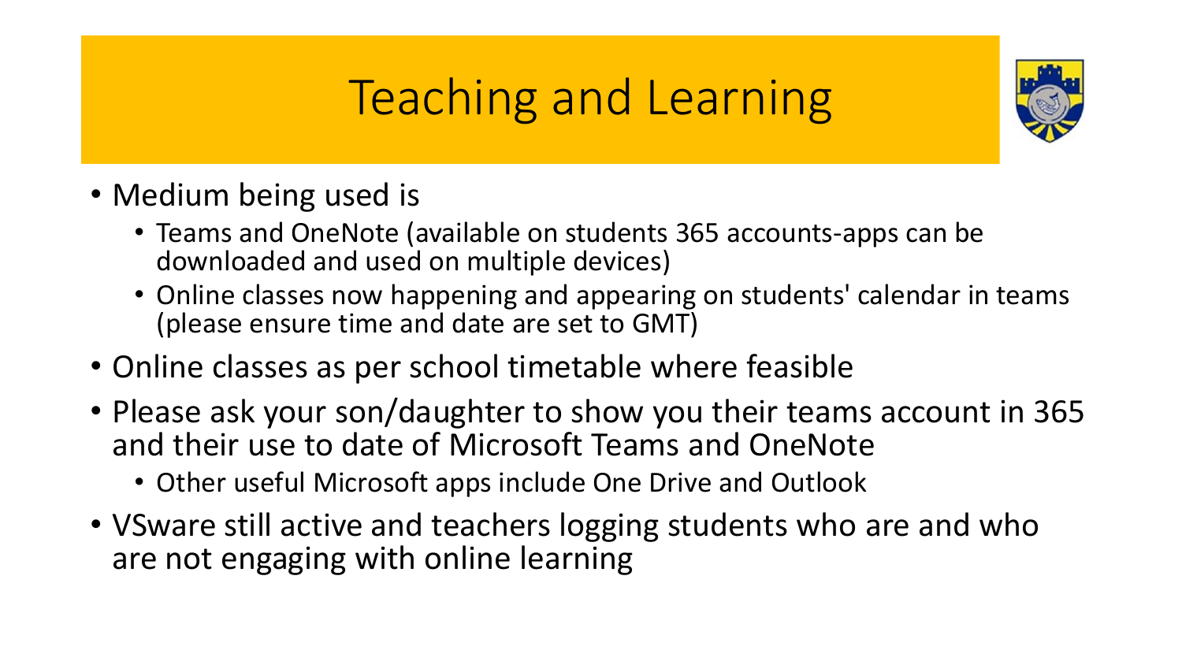# Teaching and Learning

- Medium being used is
  - Teams and OneNote (available on students 365 accounts-apps can be downloaded and used on multiple devices)
  - Online classes now happening and appearing on students' calendar in teams (please ensure time and date are set to GMT)
- Online classes as per school timetable where feasible
- Please ask your son/daughter to show you their teams account in 365 and their use to date of Microsoft Teams and OneNote
  - Other useful Microsoft apps include One Drive and Outlook
- VSware still active and teachers logging students who are and who are not engaging with online learning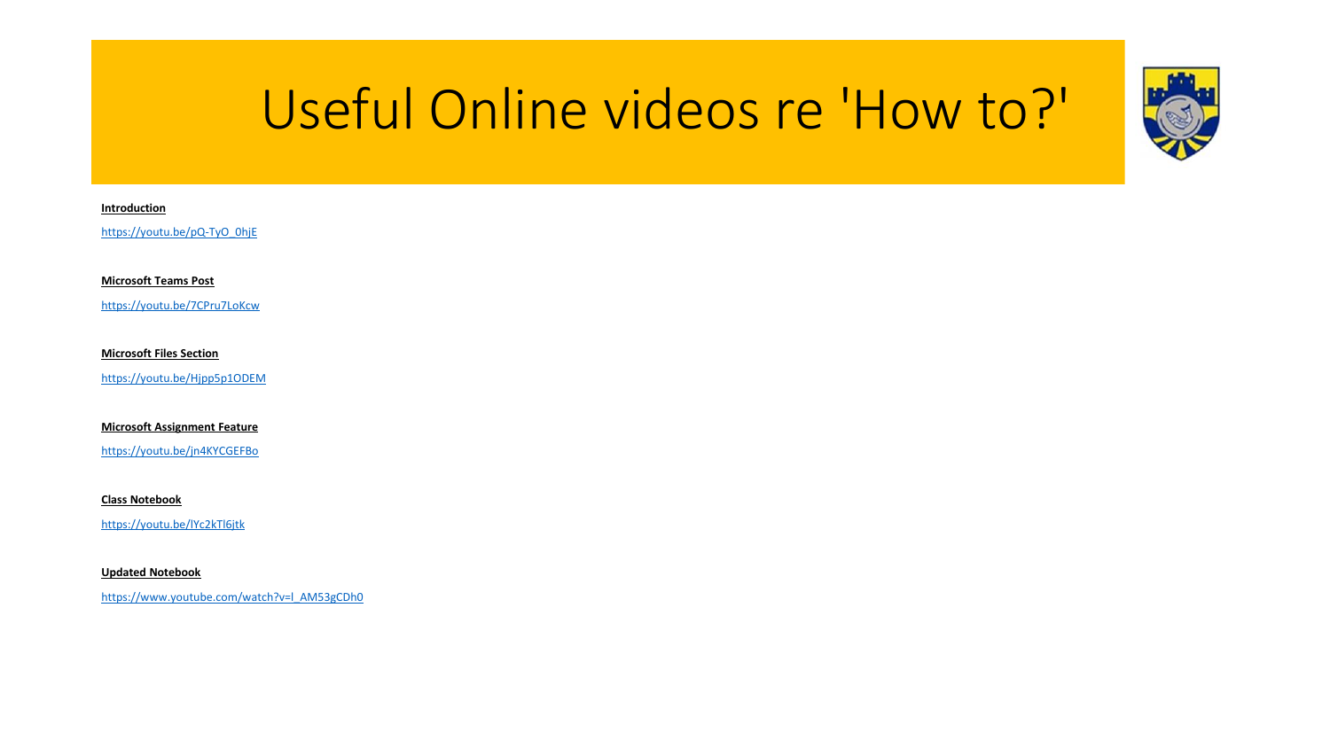# Useful Online videos re 'How to?'

**Introduction**

https://youtu.be/pQ-TyO_0hjE

**Microsoft Teams Post**

https://youtu.be/7CPru7LoKcw

**Microsoft Files Section**

https://youtu.be/Hjpp5p1ODEM

**Microsoft Assignment Feature**

https://youtu.be/jn4KYCGEFBo

**Class Notebook**

https://youtu.be/lYc2kTl6jtk

**Updated Notebook**

https://www.youtube.com/watch?v=l_AM53gCDh0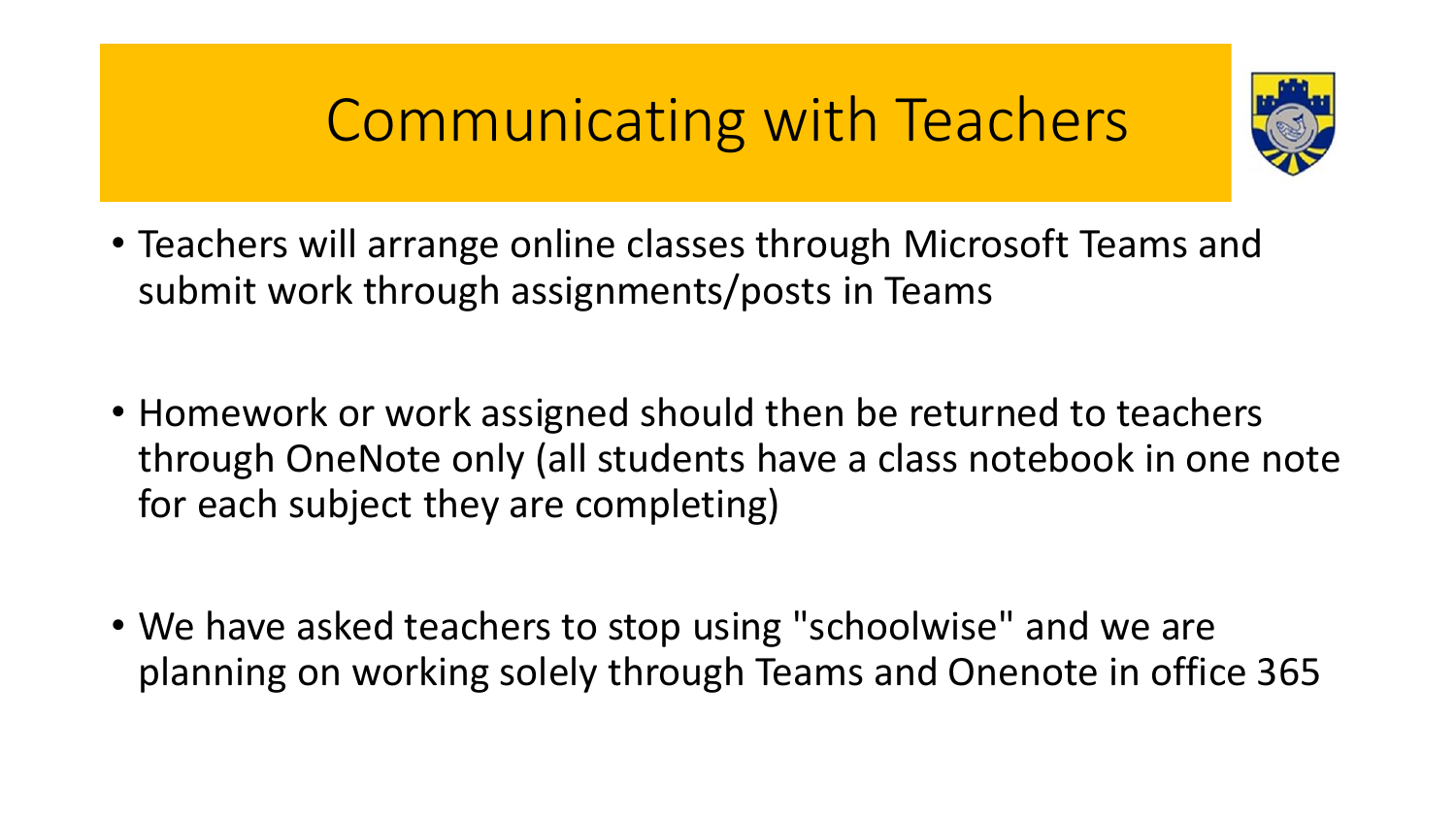# Communicating with Teachers

- Teachers will arrange online classes through Microsoft Teams and submit work through assignments/posts in Teams

- Homework or work assigned should then be returned to teachers through OneNote only (all students have a class notebook in one note for each subject they are completing)

- We have asked teachers to stop using "schoolwise" and we are planning on working solely through Teams and Onenote in office 365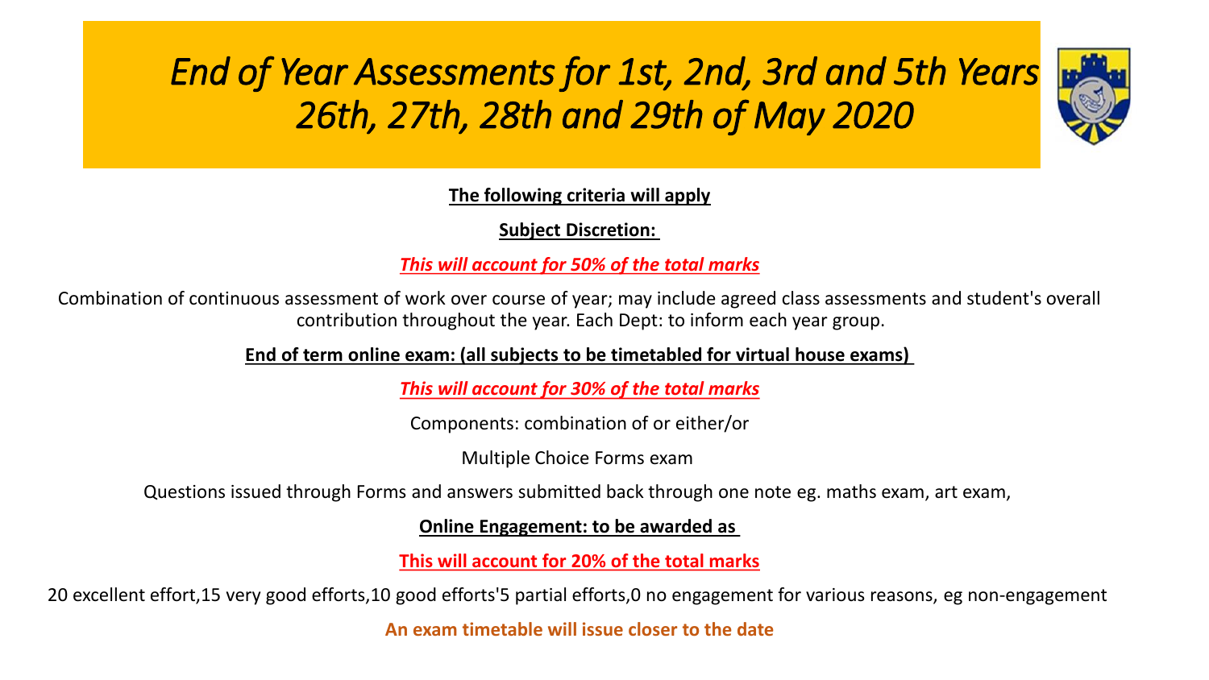# *End of Year Assessments for 1st, 2nd, 3rd and 5th Years 26th, 27th, 28th and 29th of May 2020*

**The following criteria will apply**

**Subject Discretion:**

***This will account for 50% of the total marks***

Combination of continuous assessment of work over course of year; may include agreed class assessments and student's overall contribution throughout the year. Each Dept: to inform each year group.

**End of term online exam: (all subjects to be timetabled for virtual house exams)**

***This will account for 30% of the total marks***

Components: combination of or either/or

Multiple Choice Forms exam

Questions issued through Forms and answers submitted back through one note eg. maths exam, art exam,

**Online Engagement: to be awarded as**

**This will account for 20% of the total marks**

20 excellent effort,15 very good efforts,10 good efforts'5 partial efforts,0 no engagement for various reasons, eg non-engagement

**An exam timetable will issue closer to the date**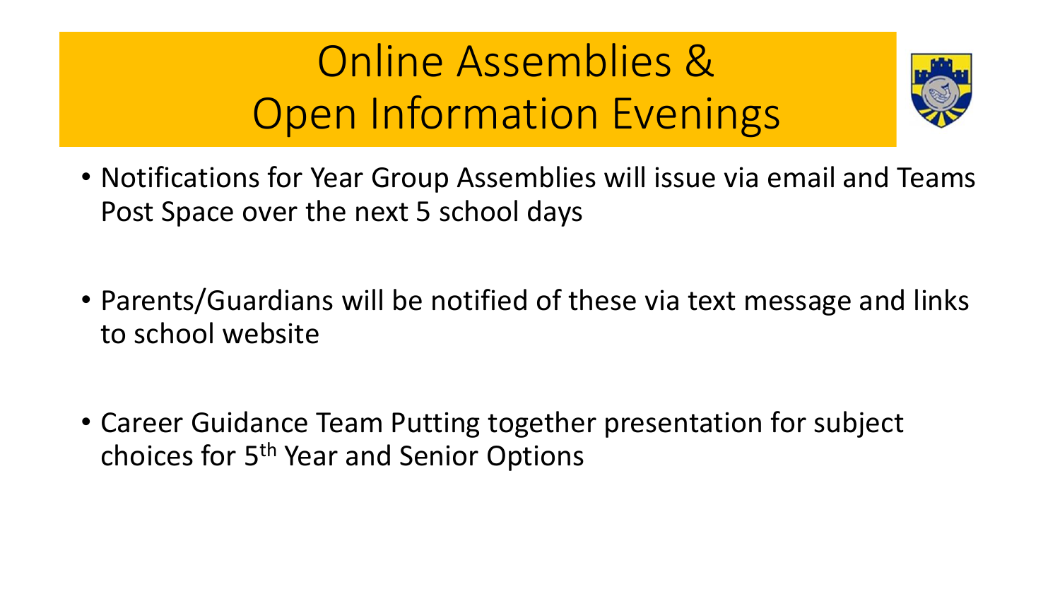# Online Assemblies & Open Information Evenings

- Notifications for Year Group Assemblies will issue via email and Teams Post Space over the next 5 school days

- Parents/Guardians will be notified of these via text message and links to school website

- Career Guidance Team Putting together presentation for subject choices for 5$^{th}$ Year and Senior Options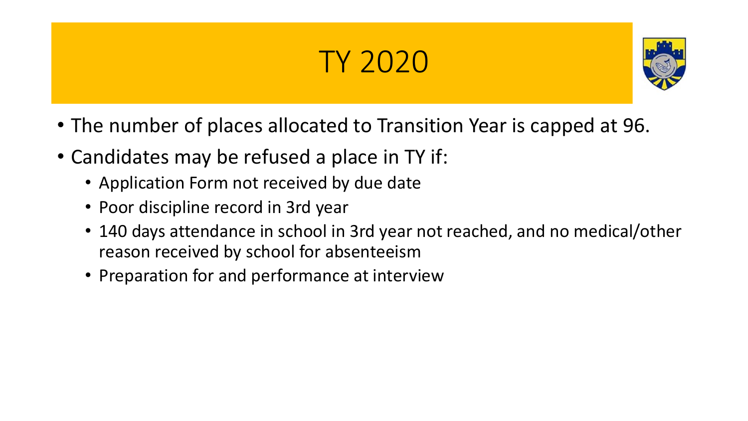# TY 2020

- The number of places allocated to Transition Year is capped at 96.
- Candidates may be refused a place in TY if:
  - Application Form not received by due date
  - Poor discipline record in 3rd year
  - 140 days attendance in school in 3rd year not reached, and no medical/other reason received by school for absenteeism
  - Preparation for and performance at interview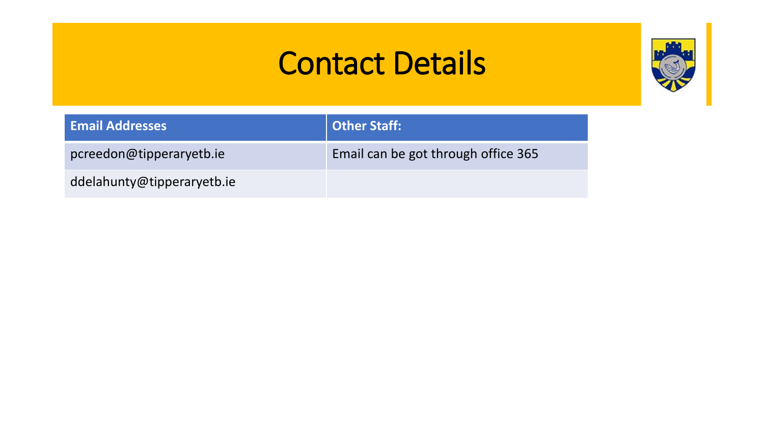# Contact Details

| Email Addresses | Other Staff: |
| --- | --- |
| pcreedon@tipperaryetb.ie | Email can be got through office 365 |
| ddelahunty@tipperaryetb.ie | |